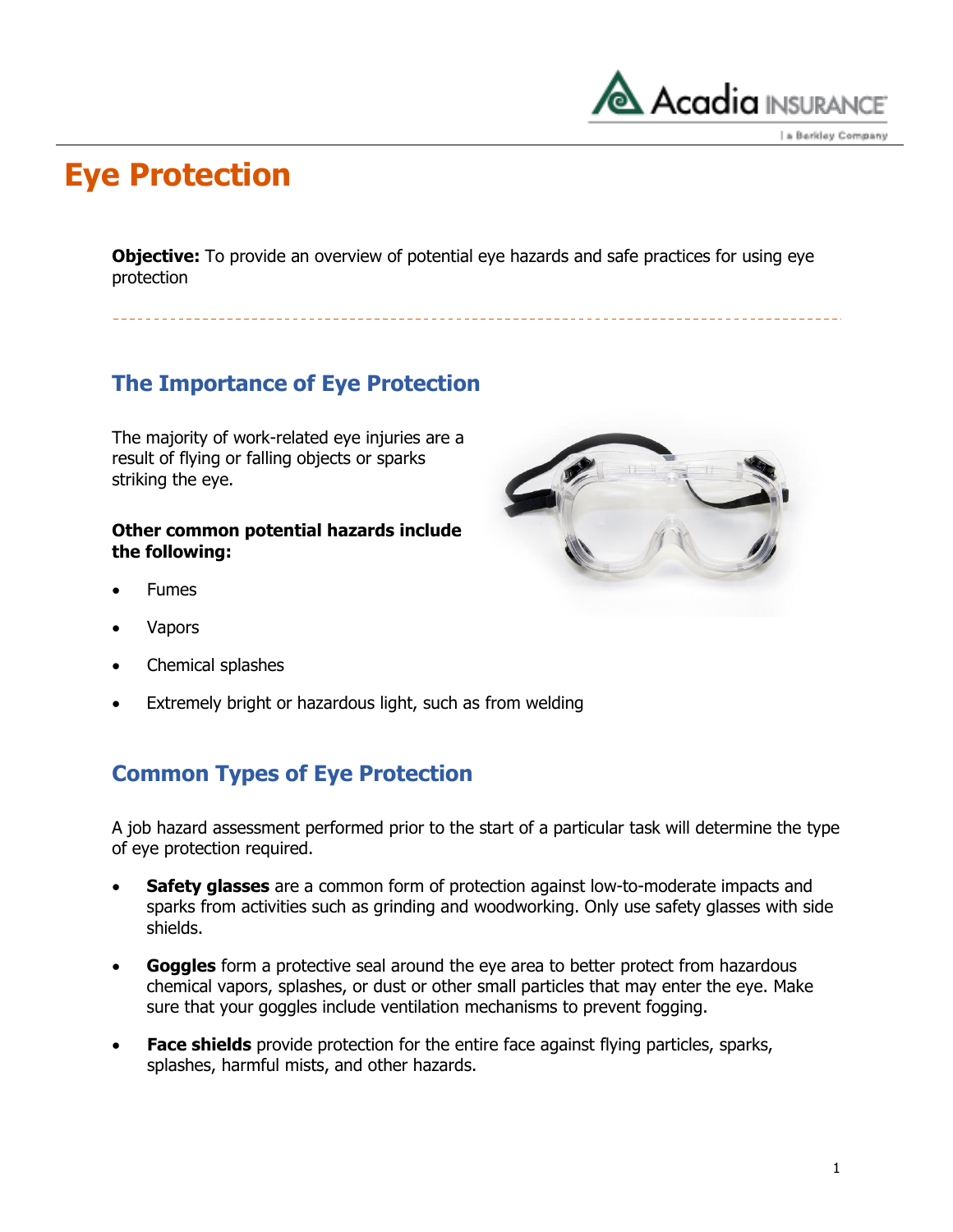# Eye Protection

**Objective:** To provide an overview of potential eye hazards and safe practices for using eye protection

## The Importance of Eye Protection

The majority of work-related eye injuries are a result of flying or falling objects or sparks striking the eye.

**Other common potential hazards include the following:**

- Fumes
- Vapors
- Chemical splashes
- Extremely bright or hazardous light, such as from welding

## Common Types of Eye Protection

A job hazard assessment performed prior to the start of a particular task will determine the type of eye protection required.

- **Safety glasses** are a common form of protection against low-to-moderate impacts and sparks from activities such as grinding and woodworking. Only use safety glasses with side shields.
- **Goggles** form a protective seal around the eye area to better protect from hazardous chemical vapors, splashes, or dust or other small particles that may enter the eye. Make sure that your goggles include ventilation mechanisms to prevent fogging.
- **Face shields** provide protection for the entire face against flying particles, sparks, splashes, harmful mists, and other hazards.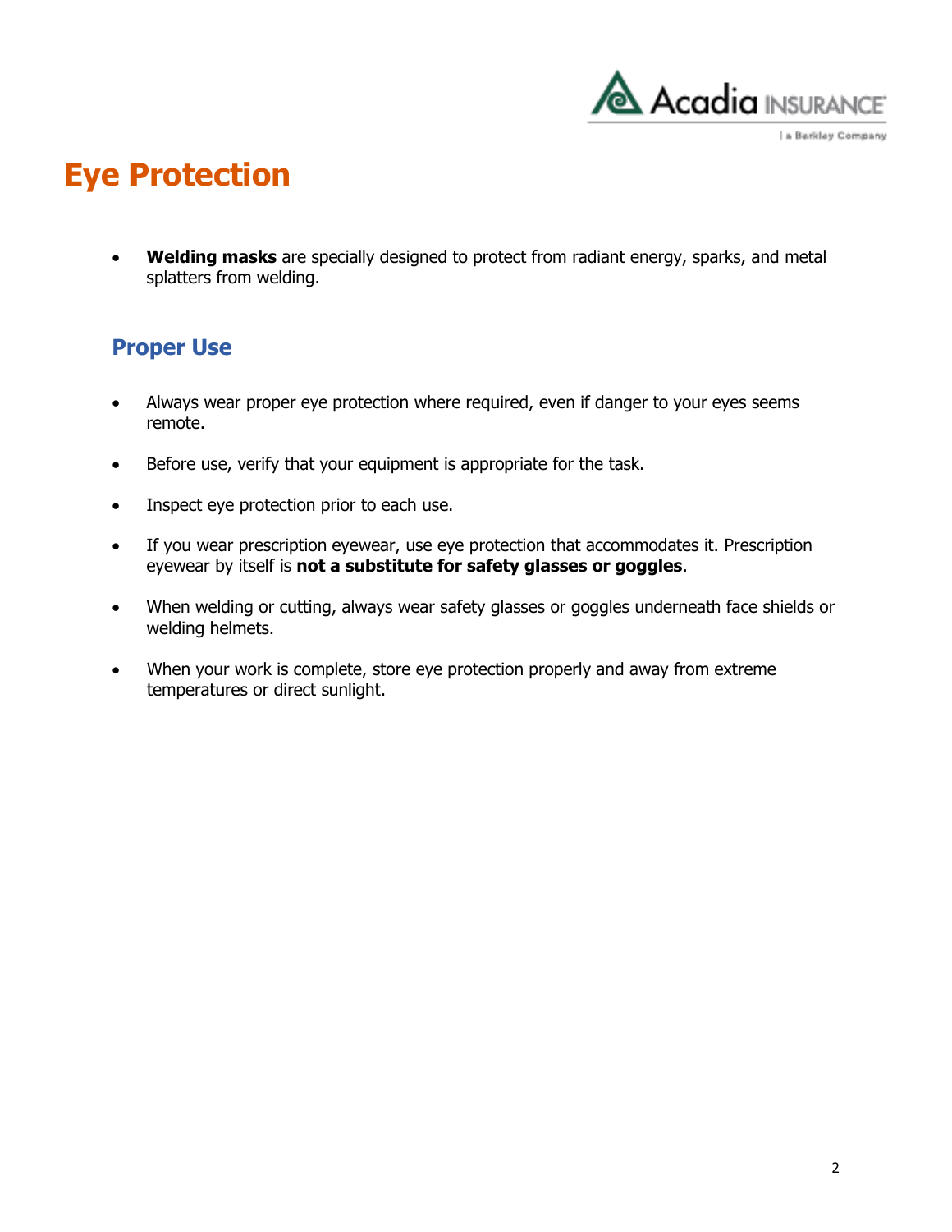# Eye Protection

- **Welding masks** are specially designed to protect from radiant energy, sparks, and metal splatters from welding.

## Proper Use

- Always wear proper eye protection where required, even if danger to your eyes seems remote.
- Before use, verify that your equipment is appropriate for the task.
- Inspect eye protection prior to each use.
- If you wear prescription eyewear, use eye protection that accommodates it. Prescription eyewear by itself is **not a substitute for safety glasses or goggles**.
- When welding or cutting, always wear safety glasses or goggles underneath face shields or welding helmets.
- When your work is complete, store eye protection properly and away from extreme temperatures or direct sunlight.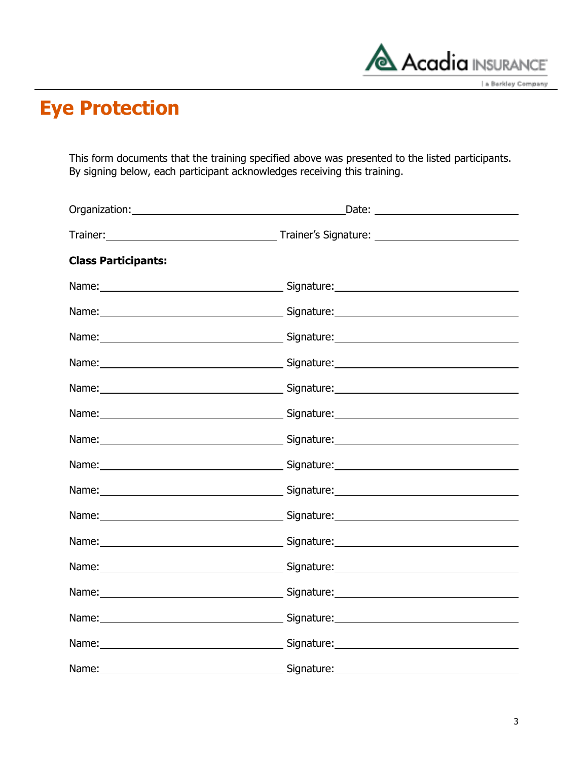# Eye Protection

This form documents that the training specified above was presented to the listed participants. By signing below, each participant acknowledges receiving this training.

Organization:\_\_\_\_\_\_\_\_\_\_\_\_\_\_\_\_\_\_\_\_\_\_\_\_\_\_\_\_\_\_ Date: \_\_\_\_\_\_\_\_\_\_\_\_\_\_\_\_\_\_\_\_

Trainer:\_\_\_\_\_\_\_\_\_\_\_\_\_\_\_\_\_\_\_\_\_\_\_\_ Trainer's Signature: \_\_\_\_\_\_\_\_\_\_\_\_\_\_\_\_\_\_\_\_

**Class Participants:**

| | |
|---|---|
| Name: | Signature: |
| Name: | Signature: |
| Name: | Signature: |
| Name: | Signature: |
| Name: | Signature: |
| Name: | Signature: |
| Name: | Signature: |
| Name: | Signature: |
| Name: | Signature: |
| Name: | Signature: |
| Name: | Signature: |
| Name: | Signature: |
| Name: | Signature: |
| Name: | Signature: |
| Name: | Signature: |
| Name: | Signature: |